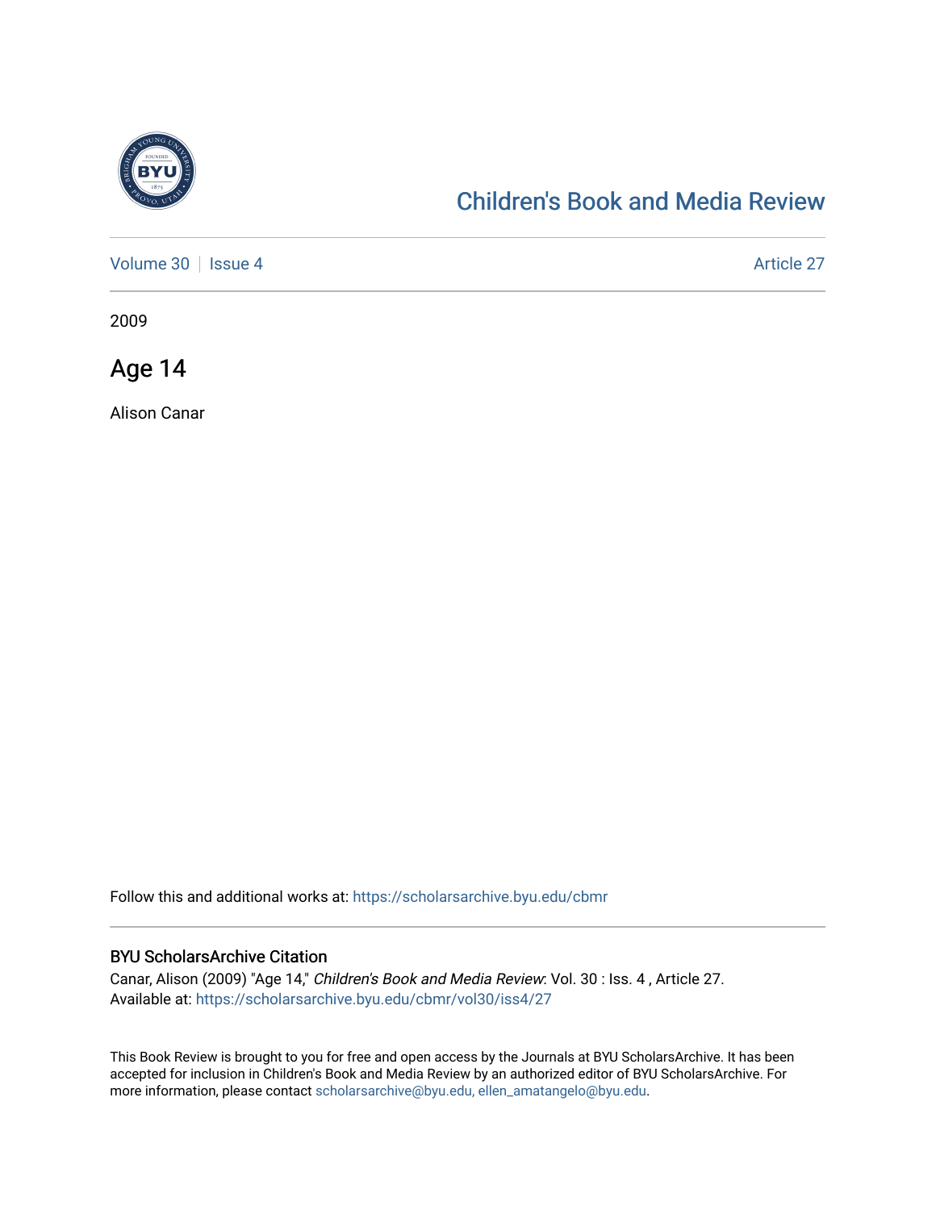# Children's Book and Media Review

Volume 30 | Issue 4 Article 27

2009

## Age 14

Alison Canar

Follow this and additional works at: https://scholarsarchive.byu.edu/cbmr

### BYU ScholarsArchive Citation

Canar, Alison (2009) "Age 14," *Children's Book and Media Review*: Vol. 30 : Iss. 4 , Article 27.
Available at: https://scholarsarchive.byu.edu/cbmr/vol30/iss4/27

This Book Review is brought to you for free and open access by the Journals at BYU ScholarsArchive. It has been accepted for inclusion in Children's Book and Media Review by an authorized editor of BYU ScholarsArchive. For more information, please contact scholarsarchive@byu.edu, ellen_amatangelo@byu.edu.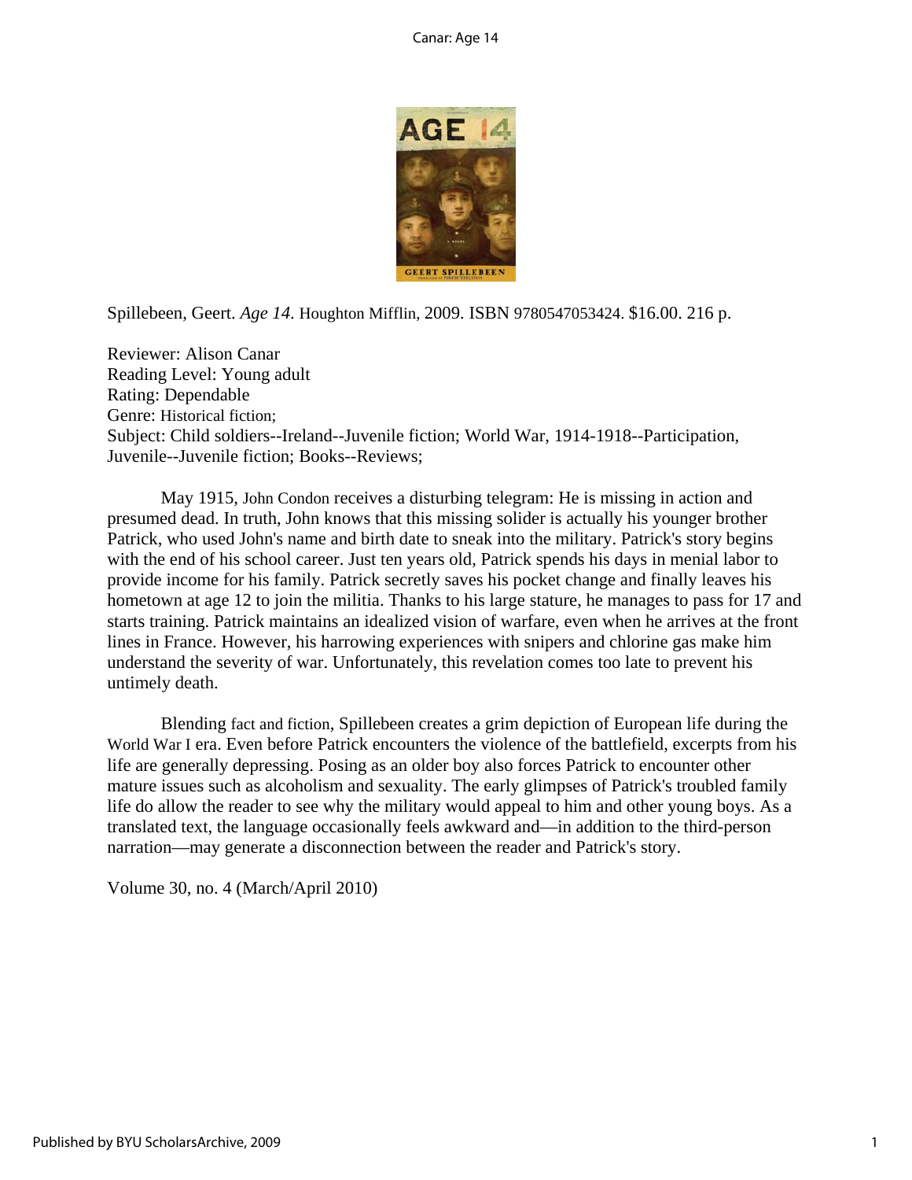Spillebeen, Geert. *Age 14*. Houghton Mifflin, 2009. ISBN 9780547053424. $16.00. 216 p.

Reviewer: Alison Canar
Reading Level: Young adult
Rating: Dependable
Genre: Historical fiction;
Subject: Child soldiers--Ireland--Juvenile fiction; World War, 1914-1918--Participation, Juvenile--Juvenile fiction; Books--Reviews;

May 1915, John Condon receives a disturbing telegram: He is missing in action and presumed dead. In truth, John knows that this missing solider is actually his younger brother Patrick, who used John's name and birth date to sneak into the military. Patrick's story begins with the end of his school career. Just ten years old, Patrick spends his days in menial labor to provide income for his family. Patrick secretly saves his pocket change and finally leaves his hometown at age 12 to join the militia. Thanks to his large stature, he manages to pass for 17 and starts training. Patrick maintains an idealized vision of warfare, even when he arrives at the front lines in France. However, his harrowing experiences with snipers and chlorine gas make him understand the severity of war. Unfortunately, this revelation comes too late to prevent his untimely death.

Blending fact and fiction, Spillebeen creates a grim depiction of European life during the World War I era. Even before Patrick encounters the violence of the battlefield, excerpts from his life are generally depressing. Posing as an older boy also forces Patrick to encounter other mature issues such as alcoholism and sexuality. The early glimpses of Patrick's troubled family life do allow the reader to see why the military would appeal to him and other young boys. As a translated text, the language occasionally feels awkward and—in addition to the third-person narration—may generate a disconnection between the reader and Patrick's story.

Volume 30, no. 4 (March/April 2010)